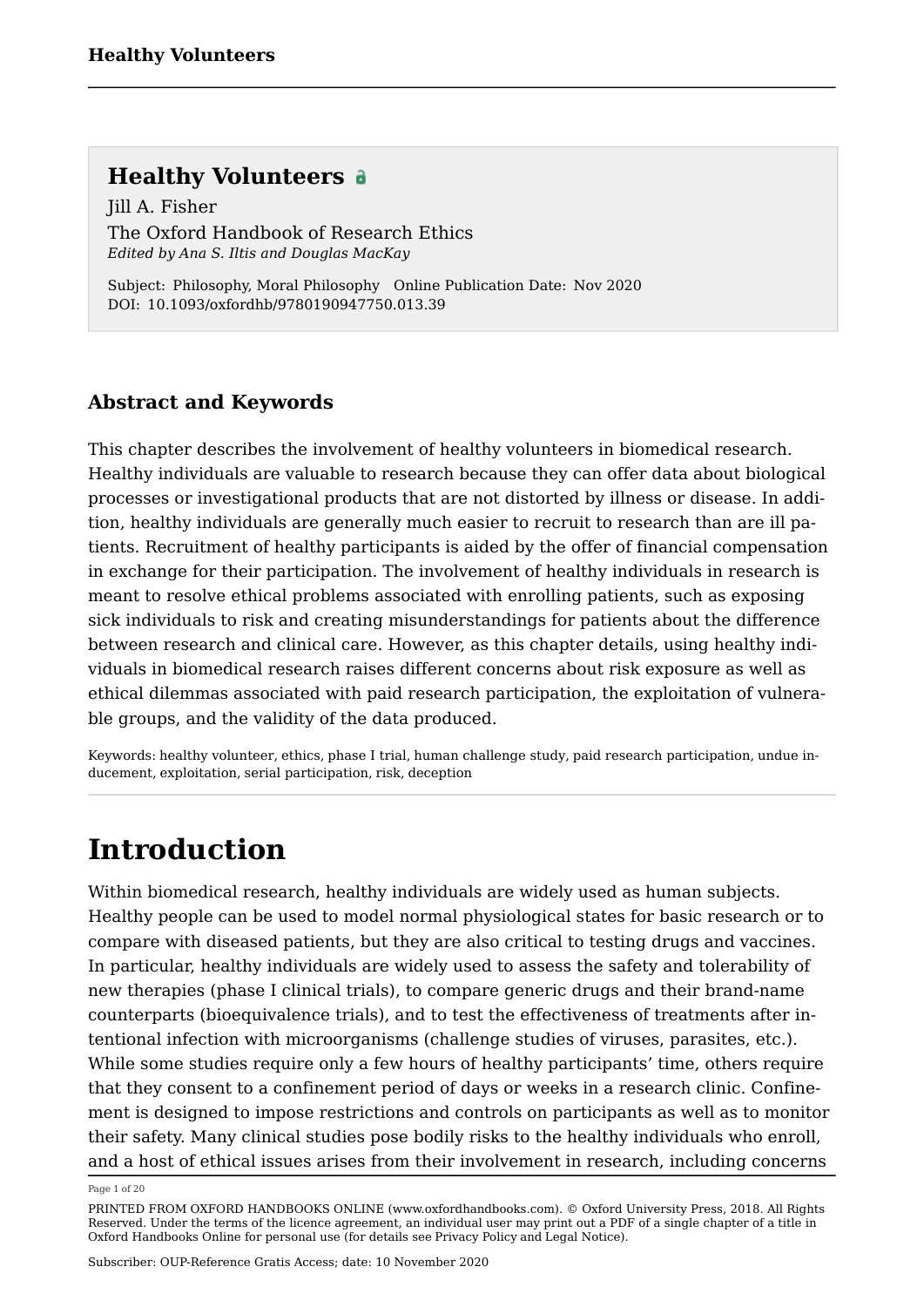# Healthy Volunteers

Jill A. Fisher

The Oxford Handbook of Research Ethics

*Edited by Ana S. Iltis and Douglas MacKay*

Subject: Philosophy, Moral Philosophy Online Publication Date: Nov 2020

DOI: 10.1093/oxfordhb/9780190947750.013.39

## Abstract and Keywords

This chapter describes the involvement of healthy volunteers in biomedical research. Healthy individuals are valuable to research because they can offer data about biological processes or investigational products that are not distorted by illness or disease. In addition, healthy individuals are generally much easier to recruit to research than are ill patients. Recruitment of healthy participants is aided by the offer of financial compensation in exchange for their participation. The involvement of healthy individuals in research is meant to resolve ethical problems associated with enrolling patients, such as exposing sick individuals to risk and creating misunderstandings for patients about the difference between research and clinical care. However, as this chapter details, using healthy individuals in biomedical research raises different concerns about risk exposure as well as ethical dilemmas associated with paid research participation, the exploitation of vulnerable groups, and the validity of the data produced.

Keywords: healthy volunteer, ethics, phase I trial, human challenge study, paid research participation, undue inducement, exploitation, serial participation, risk, deception

# Introduction

Within biomedical research, healthy individuals are widely used as human subjects. Healthy people can be used to model normal physiological states for basic research or to compare with diseased patients, but they are also critical to testing drugs and vaccines. In particular, healthy individuals are widely used to assess the safety and tolerability of new therapies (phase I clinical trials), to compare generic drugs and their brand-name counterparts (bioequivalence trials), and to test the effectiveness of treatments after intentional infection with microorganisms (challenge studies of viruses, parasites, etc.). While some studies require only a few hours of healthy participants' time, others require that they consent to a confinement period of days or weeks in a research clinic. Confinement is designed to impose restrictions and controls on participants as well as to monitor their safety. Many clinical studies pose bodily risks to the healthy individuals who enroll, and a host of ethical issues arises from their involvement in research, including concerns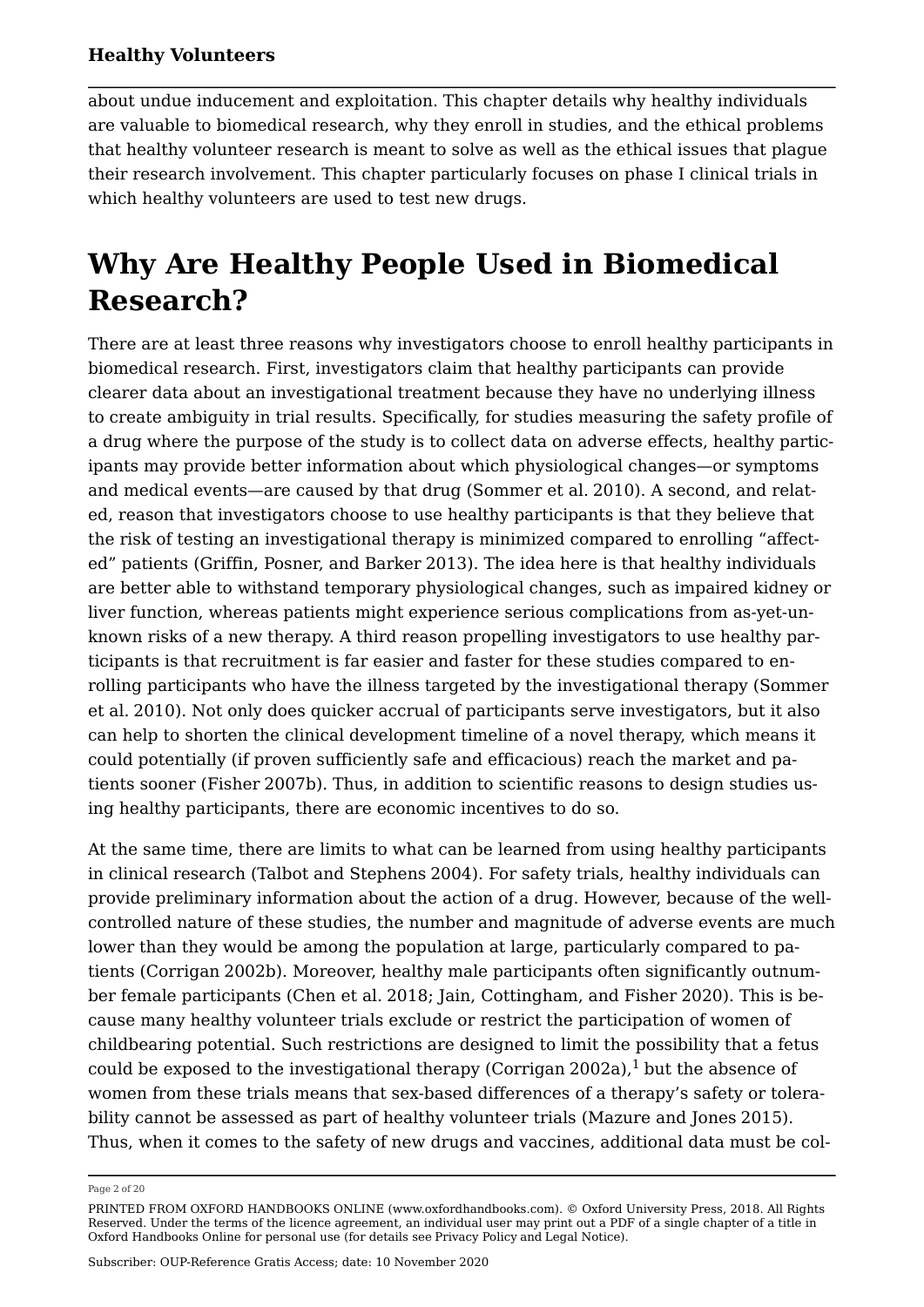about undue inducement and exploitation. This chapter details why healthy individuals are valuable to biomedical research, why they enroll in studies, and the ethical problems that healthy volunteer research is meant to solve as well as the ethical issues that plague their research involvement. This chapter particularly focuses on phase I clinical trials in which healthy volunteers are used to test new drugs.

# Why Are Healthy People Used in Biomedical Research?

There are at least three reasons why investigators choose to enroll healthy participants in biomedical research. First, investigators claim that healthy participants can provide clearer data about an investigational treatment because they have no underlying illness to create ambiguity in trial results. Specifically, for studies measuring the safety profile of a drug where the purpose of the study is to collect data on adverse effects, healthy participants may provide better information about which physiological changes—or symptoms and medical events—are caused by that drug (Sommer et al. 2010). A second, and related, reason that investigators choose to use healthy participants is that they believe that the risk of testing an investigational therapy is minimized compared to enrolling "affected" patients (Griffin, Posner, and Barker 2013). The idea here is that healthy individuals are better able to withstand temporary physiological changes, such as impaired kidney or liver function, whereas patients might experience serious complications from as-yet-unknown risks of a new therapy. A third reason propelling investigators to use healthy participants is that recruitment is far easier and faster for these studies compared to enrolling participants who have the illness targeted by the investigational therapy (Sommer et al. 2010). Not only does quicker accrual of participants serve investigators, but it also can help to shorten the clinical development timeline of a novel therapy, which means it could potentially (if proven sufficiently safe and efficacious) reach the market and patients sooner (Fisher 2007b). Thus, in addition to scientific reasons to design studies using healthy participants, there are economic incentives to do so.

At the same time, there are limits to what can be learned from using healthy participants in clinical research (Talbot and Stephens 2004). For safety trials, healthy individuals can provide preliminary information about the action of a drug. However, because of the well-controlled nature of these studies, the number and magnitude of adverse events are much lower than they would be among the population at large, particularly compared to patients (Corrigan 2002b). Moreover, healthy male participants often significantly outnumber female participants (Chen et al. 2018; Jain, Cottingham, and Fisher 2020). This is because many healthy volunteer trials exclude or restrict the participation of women of childbearing potential. Such restrictions are designed to limit the possibility that a fetus could be exposed to the investigational therapy (Corrigan 2002a),[1] but the absence of women from these trials means that sex-based differences of a therapy's safety or tolerability cannot be assessed as part of healthy volunteer trials (Mazure and Jones 2015). Thus, when it comes to the safety of new drugs and vaccines, additional data must be col-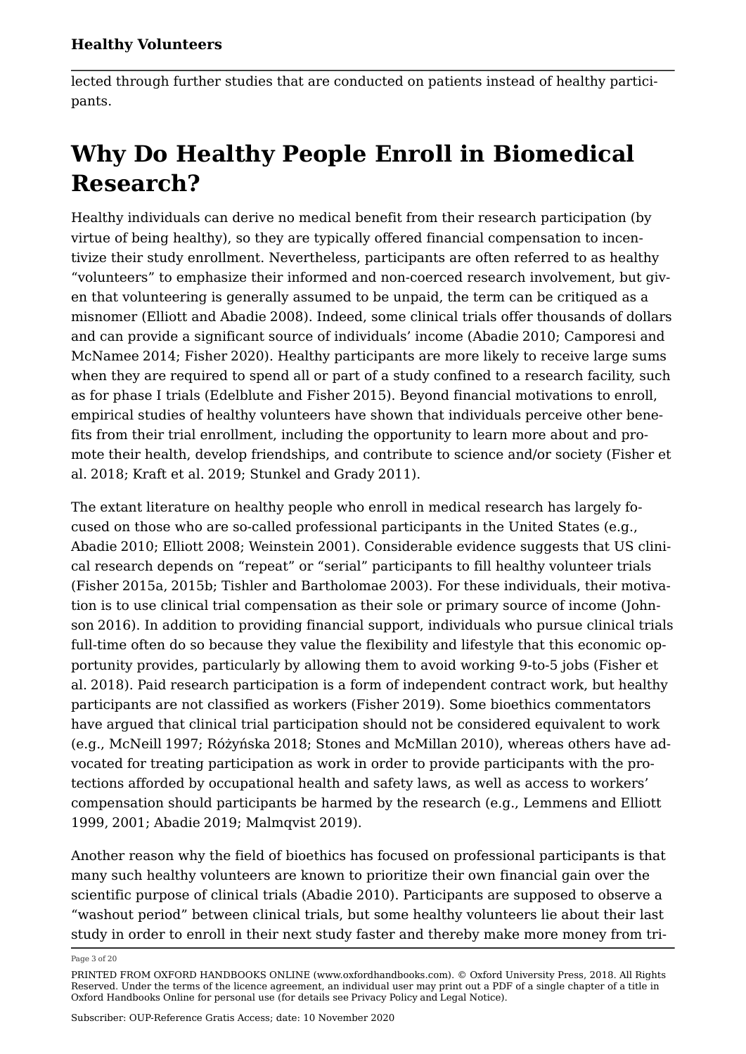lected through further studies that are conducted on patients instead of healthy participants.

# Why Do Healthy People Enroll in Biomedical Research?

Healthy individuals can derive no medical benefit from their research participation (by virtue of being healthy), so they are typically offered financial compensation to incentivize their study enrollment. Nevertheless, participants are often referred to as healthy "volunteers" to emphasize their informed and non-coerced research involvement, but given that volunteering is generally assumed to be unpaid, the term can be critiqued as a misnomer (Elliott and Abadie 2008). Indeed, some clinical trials offer thousands of dollars and can provide a significant source of individuals' income (Abadie 2010; Camporesi and McNamee 2014; Fisher 2020). Healthy participants are more likely to receive large sums when they are required to spend all or part of a study confined to a research facility, such as for phase I trials (Edelblute and Fisher 2015). Beyond financial motivations to enroll, empirical studies of healthy volunteers have shown that individuals perceive other benefits from their trial enrollment, including the opportunity to learn more about and promote their health, develop friendships, and contribute to science and/or society (Fisher et al. 2018; Kraft et al. 2019; Stunkel and Grady 2011).

The extant literature on healthy people who enroll in medical research has largely focused on those who are so-called professional participants in the United States (e.g., Abadie 2010; Elliott 2008; Weinstein 2001). Considerable evidence suggests that US clinical research depends on "repeat" or "serial" participants to fill healthy volunteer trials (Fisher 2015a, 2015b; Tishler and Bartholomae 2003). For these individuals, their motivation is to use clinical trial compensation as their sole or primary source of income (Johnson 2016). In addition to providing financial support, individuals who pursue clinical trials full-time often do so because they value the flexibility and lifestyle that this economic opportunity provides, particularly by allowing them to avoid working 9-to-5 jobs (Fisher et al. 2018). Paid research participation is a form of independent contract work, but healthy participants are not classified as workers (Fisher 2019). Some bioethics commentators have argued that clinical trial participation should not be considered equivalent to work (e.g., McNeill 1997; Różyńska 2018; Stones and McMillan 2010), whereas others have advocated for treating participation as work in order to provide participants with the protections afforded by occupational health and safety laws, as well as access to workers' compensation should participants be harmed by the research (e.g., Lemmens and Elliott 1999, 2001; Abadie 2019; Malmqvist 2019).

Another reason why the field of bioethics has focused on professional participants is that many such healthy volunteers are known to prioritize their own financial gain over the scientific purpose of clinical trials (Abadie 2010). Participants are supposed to observe a "washout period" between clinical trials, but some healthy volunteers lie about their last study in order to enroll in their next study faster and thereby make more money from tri-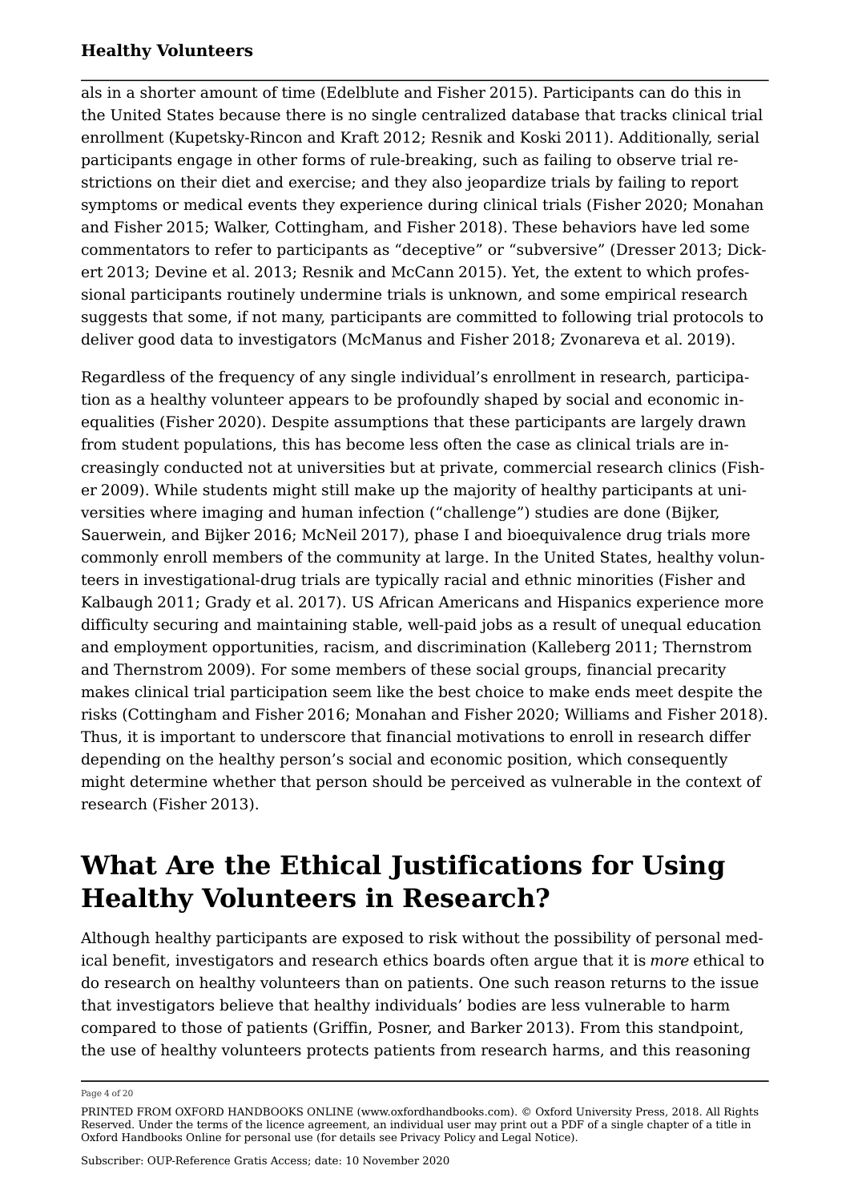als in a shorter amount of time (Edelblute and Fisher 2015). Participants can do this in the United States because there is no single centralized database that tracks clinical trial enrollment (Kupetsky-Rincon and Kraft 2012; Resnik and Koski 2011). Additionally, serial participants engage in other forms of rule-breaking, such as failing to observe trial restrictions on their diet and exercise; and they also jeopardize trials by failing to report symptoms or medical events they experience during clinical trials (Fisher 2020; Monahan and Fisher 2015; Walker, Cottingham, and Fisher 2018). These behaviors have led some commentators to refer to participants as "deceptive" or "subversive" (Dresser 2013; Dickert 2013; Devine et al. 2013; Resnik and McCann 2015). Yet, the extent to which professional participants routinely undermine trials is unknown, and some empirical research suggests that some, if not many, participants are committed to following trial protocols to deliver good data to investigators (McManus and Fisher 2018; Zvonareva et al. 2019).

Regardless of the frequency of any single individual's enrollment in research, participation as a healthy volunteer appears to be profoundly shaped by social and economic inequalities (Fisher 2020). Despite assumptions that these participants are largely drawn from student populations, this has become less often the case as clinical trials are increasingly conducted not at universities but at private, commercial research clinics (Fisher 2009). While students might still make up the majority of healthy participants at universities where imaging and human infection ("challenge") studies are done (Bijker, Sauerwein, and Bijker 2016; McNeil 2017), phase I and bioequivalence drug trials more commonly enroll members of the community at large. In the United States, healthy volunteers in investigational-drug trials are typically racial and ethnic minorities (Fisher and Kalbaugh 2011; Grady et al. 2017). US African Americans and Hispanics experience more difficulty securing and maintaining stable, well-paid jobs as a result of unequal education and employment opportunities, racism, and discrimination (Kalleberg 2011; Thernstrom and Thernstrom 2009). For some members of these social groups, financial precarity makes clinical trial participation seem like the best choice to make ends meet despite the risks (Cottingham and Fisher 2016; Monahan and Fisher 2020; Williams and Fisher 2018). Thus, it is important to underscore that financial motivations to enroll in research differ depending on the healthy person's social and economic position, which consequently might determine whether that person should be perceived as vulnerable in the context of research (Fisher 2013).

# What Are the Ethical Justifications for Using Healthy Volunteers in Research?

Although healthy participants are exposed to risk without the possibility of personal medical benefit, investigators and research ethics boards often argue that it is *more* ethical to do research on healthy volunteers than on patients. One such reason returns to the issue that investigators believe that healthy individuals' bodies are less vulnerable to harm compared to those of patients (Griffin, Posner, and Barker 2013). From this standpoint, the use of healthy volunteers protects patients from research harms, and this reasoning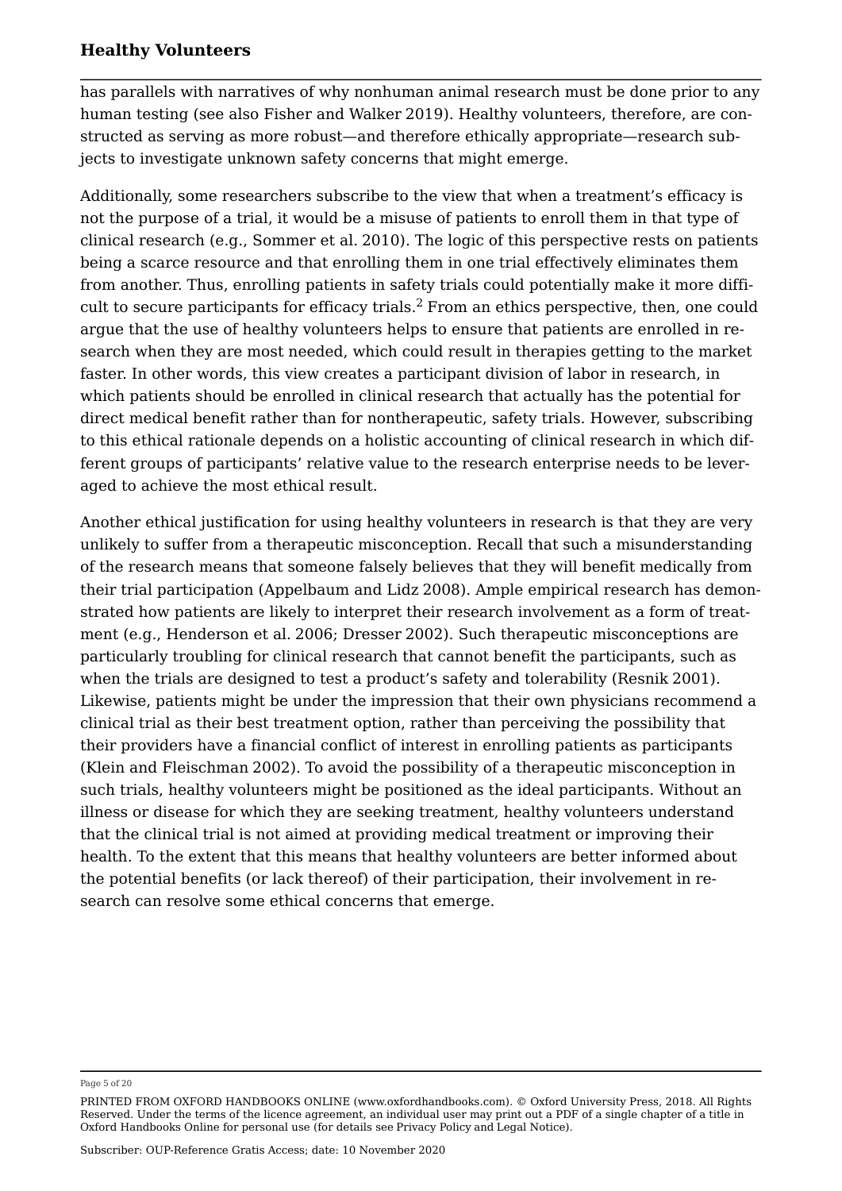has parallels with narratives of why nonhuman animal research must be done prior to any human testing (see also Fisher and Walker 2019). Healthy volunteers, therefore, are constructed as serving as more robust—and therefore ethically appropriate—research subjects to investigate unknown safety concerns that might emerge.

Additionally, some researchers subscribe to the view that when a treatment's efficacy is not the purpose of a trial, it would be a misuse of patients to enroll them in that type of clinical research (e.g., Sommer et al. 2010). The logic of this perspective rests on patients being a scarce resource and that enrolling them in one trial effectively eliminates them from another. Thus, enrolling patients in safety trials could potentially make it more difficult to secure participants for efficacy trials.[2] From an ethics perspective, then, one could argue that the use of healthy volunteers helps to ensure that patients are enrolled in research when they are most needed, which could result in therapies getting to the market faster. In other words, this view creates a participant division of labor in research, in which patients should be enrolled in clinical research that actually has the potential for direct medical benefit rather than for nontherapeutic, safety trials. However, subscribing to this ethical rationale depends on a holistic accounting of clinical research in which different groups of participants' relative value to the research enterprise needs to be leveraged to achieve the most ethical result.

Another ethical justification for using healthy volunteers in research is that they are very unlikely to suffer from a therapeutic misconception. Recall that such a misunderstanding of the research means that someone falsely believes that they will benefit medically from their trial participation (Appelbaum and Lidz 2008). Ample empirical research has demonstrated how patients are likely to interpret their research involvement as a form of treatment (e.g., Henderson et al. 2006; Dresser 2002). Such therapeutic misconceptions are particularly troubling for clinical research that cannot benefit the participants, such as when the trials are designed to test a product's safety and tolerability (Resnik 2001). Likewise, patients might be under the impression that their own physicians recommend a clinical trial as their best treatment option, rather than perceiving the possibility that their providers have a financial conflict of interest in enrolling patients as participants (Klein and Fleischman 2002). To avoid the possibility of a therapeutic misconception in such trials, healthy volunteers might be positioned as the ideal participants. Without an illness or disease for which they are seeking treatment, healthy volunteers understand that the clinical trial is not aimed at providing medical treatment or improving their health. To the extent that this means that healthy volunteers are better informed about the potential benefits (or lack thereof) of their participation, their involvement in research can resolve some ethical concerns that emerge.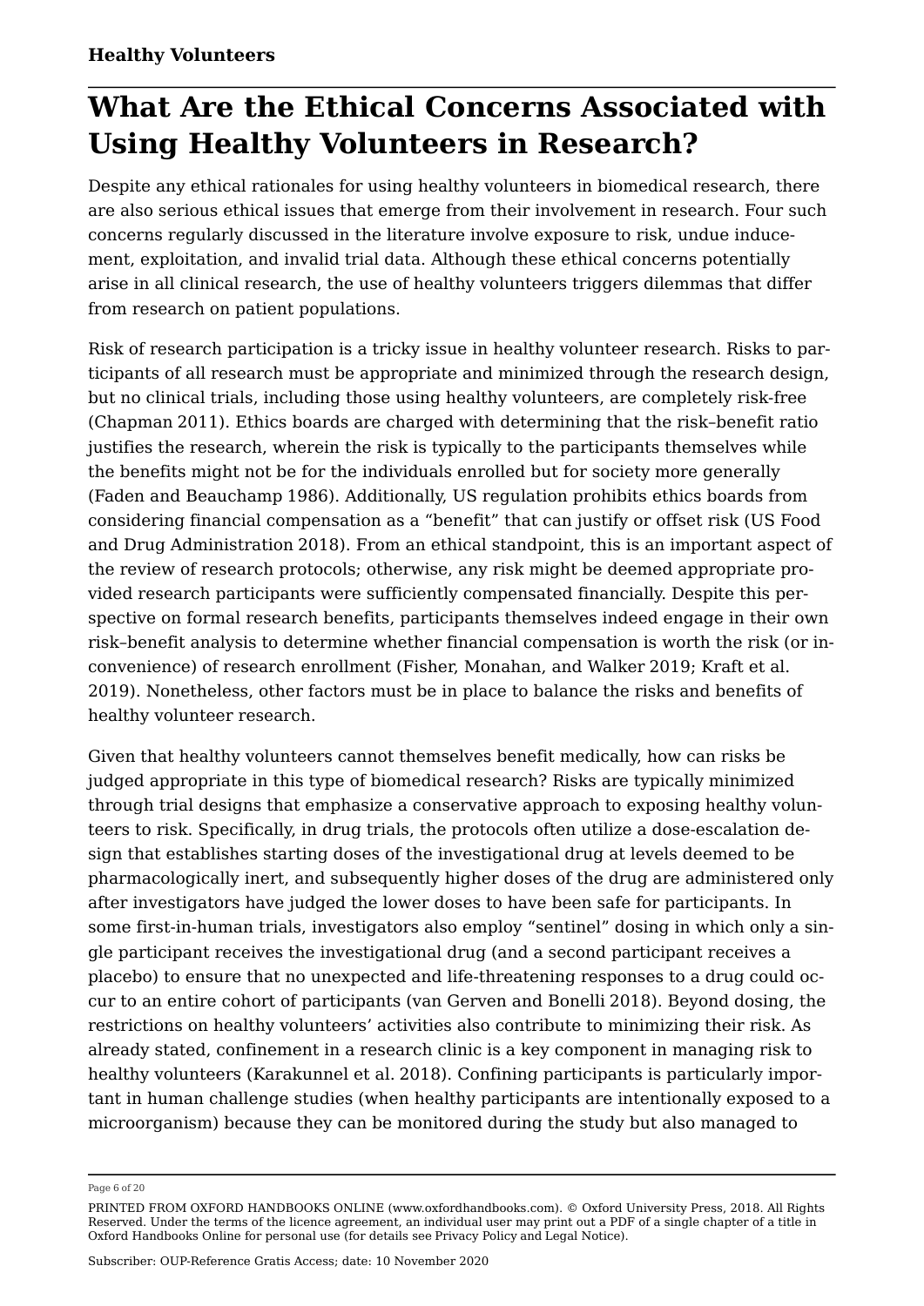# What Are the Ethical Concerns Associated with Using Healthy Volunteers in Research?

Despite any ethical rationales for using healthy volunteers in biomedical research, there are also serious ethical issues that emerge from their involvement in research. Four such concerns regularly discussed in the literature involve exposure to risk, undue inducement, exploitation, and invalid trial data. Although these ethical concerns potentially arise in all clinical research, the use of healthy volunteers triggers dilemmas that differ from research on patient populations.

Risk of research participation is a tricky issue in healthy volunteer research. Risks to participants of all research must be appropriate and minimized through the research design, but no clinical trials, including those using healthy volunteers, are completely risk-free (Chapman 2011). Ethics boards are charged with determining that the risk–benefit ratio justifies the research, wherein the risk is typically to the participants themselves while the benefits might not be for the individuals enrolled but for society more generally (Faden and Beauchamp 1986). Additionally, US regulation prohibits ethics boards from considering financial compensation as a "benefit" that can justify or offset risk (US Food and Drug Administration 2018). From an ethical standpoint, this is an important aspect of the review of research protocols; otherwise, any risk might be deemed appropriate provided research participants were sufficiently compensated financially. Despite this perspective on formal research benefits, participants themselves indeed engage in their own risk–benefit analysis to determine whether financial compensation is worth the risk (or inconvenience) of research enrollment (Fisher, Monahan, and Walker 2019; Kraft et al. 2019). Nonetheless, other factors must be in place to balance the risks and benefits of healthy volunteer research.

Given that healthy volunteers cannot themselves benefit medically, how can risks be judged appropriate in this type of biomedical research? Risks are typically minimized through trial designs that emphasize a conservative approach to exposing healthy volunteers to risk. Specifically, in drug trials, the protocols often utilize a dose-escalation design that establishes starting doses of the investigational drug at levels deemed to be pharmacologically inert, and subsequently higher doses of the drug are administered only after investigators have judged the lower doses to have been safe for participants. In some first-in-human trials, investigators also employ "sentinel" dosing in which only a single participant receives the investigational drug (and a second participant receives a placebo) to ensure that no unexpected and life-threatening responses to a drug could occur to an entire cohort of participants (van Gerven and Bonelli 2018). Beyond dosing, the restrictions on healthy volunteers' activities also contribute to minimizing their risk. As already stated, confinement in a research clinic is a key component in managing risk to healthy volunteers (Karakunnel et al. 2018). Confining participants is particularly important in human challenge studies (when healthy participants are intentionally exposed to a microorganism) because they can be monitored during the study but also managed to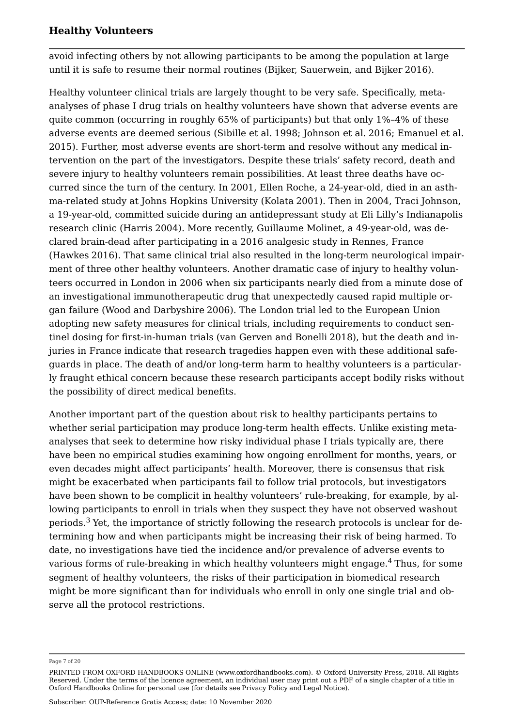avoid infecting others by not allowing participants to be among the population at large until it is safe to resume their normal routines (Bijker, Sauerwein, and Bijker 2016).

Healthy volunteer clinical trials are largely thought to be very safe. Specifically, meta-analyses of phase I drug trials on healthy volunteers have shown that adverse events are quite common (occurring in roughly 65% of participants) but that only 1%–4% of these adverse events are deemed serious (Sibille et al. 1998; Johnson et al. 2016; Emanuel et al. 2015). Further, most adverse events are short-term and resolve without any medical intervention on the part of the investigators. Despite these trials' safety record, death and severe injury to healthy volunteers remain possibilities. At least three deaths have occurred since the turn of the century. In 2001, Ellen Roche, a 24-year-old, died in an asthma-related study at Johns Hopkins University (Kolata 2001). Then in 2004, Traci Johnson, a 19-year-old, committed suicide during an antidepressant study at Eli Lilly's Indianapolis research clinic (Harris 2004). More recently, Guillaume Molinet, a 49-year-old, was declared brain-dead after participating in a 2016 analgesic study in Rennes, France (Hawkes 2016). That same clinical trial also resulted in the long-term neurological impairment of three other healthy volunteers. Another dramatic case of injury to healthy volunteers occurred in London in 2006 when six participants nearly died from a minute dose of an investigational immunotherapeutic drug that unexpectedly caused rapid multiple organ failure (Wood and Darbyshire 2006). The London trial led to the European Union adopting new safety measures for clinical trials, including requirements to conduct sentinel dosing for first-in-human trials (van Gerven and Bonelli 2018), but the death and injuries in France indicate that research tragedies happen even with these additional safeguards in place. The death of and/or long-term harm to healthy volunteers is a particularly fraught ethical concern because these research participants accept bodily risks without the possibility of direct medical benefits.

Another important part of the question about risk to healthy participants pertains to whether serial participation may produce long-term health effects. Unlike existing meta-analyses that seek to determine how risky individual phase I trials typically are, there have been no empirical studies examining how ongoing enrollment for months, years, or even decades might affect participants' health. Moreover, there is consensus that risk might be exacerbated when participants fail to follow trial protocols, but investigators have been shown to be complicit in healthy volunteers' rule-breaking, for example, by allowing participants to enroll in trials when they suspect they have not observed washout periods.[3] Yet, the importance of strictly following the research protocols is unclear for determining how and when participants might be increasing their risk of being harmed. To date, no investigations have tied the incidence and/or prevalence of adverse events to various forms of rule-breaking in which healthy volunteers might engage.[4] Thus, for some segment of healthy volunteers, the risks of their participation in biomedical research might be more significant than for individuals who enroll in only one single trial and observe all the protocol restrictions.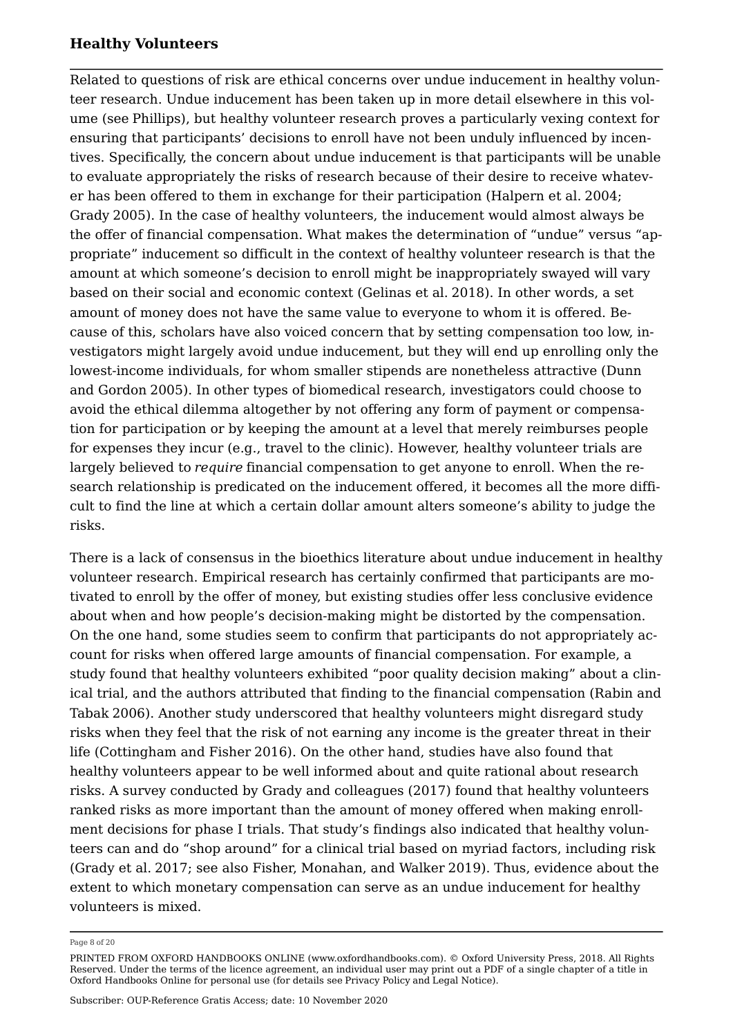Related to questions of risk are ethical concerns over undue inducement in healthy volunteer research. Undue inducement has been taken up in more detail elsewhere in this volume (see Phillips), but healthy volunteer research proves a particularly vexing context for ensuring that participants' decisions to enroll have not been unduly influenced by incentives. Specifically, the concern about undue inducement is that participants will be unable to evaluate appropriately the risks of research because of their desire to receive whatever has been offered to them in exchange for their participation (Halpern et al. 2004; Grady 2005). In the case of healthy volunteers, the inducement would almost always be the offer of financial compensation. What makes the determination of "undue" versus "appropriate" inducement so difficult in the context of healthy volunteer research is that the amount at which someone's decision to enroll might be inappropriately swayed will vary based on their social and economic context (Gelinas et al. 2018). In other words, a set amount of money does not have the same value to everyone to whom it is offered. Because of this, scholars have also voiced concern that by setting compensation too low, investigators might largely avoid undue inducement, but they will end up enrolling only the lowest-income individuals, for whom smaller stipends are nonetheless attractive (Dunn and Gordon 2005). In other types of biomedical research, investigators could choose to avoid the ethical dilemma altogether by not offering any form of payment or compensation for participation or by keeping the amount at a level that merely reimburses people for expenses they incur (e.g., travel to the clinic). However, healthy volunteer trials are largely believed to *require* financial compensation to get anyone to enroll. When the research relationship is predicated on the inducement offered, it becomes all the more difficult to find the line at which a certain dollar amount alters someone's ability to judge the risks.

There is a lack of consensus in the bioethics literature about undue inducement in healthy volunteer research. Empirical research has certainly confirmed that participants are motivated to enroll by the offer of money, but existing studies offer less conclusive evidence about when and how people's decision-making might be distorted by the compensation. On the one hand, some studies seem to confirm that participants do not appropriately account for risks when offered large amounts of financial compensation. For example, a study found that healthy volunteers exhibited "poor quality decision making" about a clinical trial, and the authors attributed that finding to the financial compensation (Rabin and Tabak 2006). Another study underscored that healthy volunteers might disregard study risks when they feel that the risk of not earning any income is the greater threat in their life (Cottingham and Fisher 2016). On the other hand, studies have also found that healthy volunteers appear to be well informed about and quite rational about research risks. A survey conducted by Grady and colleagues (2017) found that healthy volunteers ranked risks as more important than the amount of money offered when making enrollment decisions for phase I trials. That study's findings also indicated that healthy volunteers can and do "shop around" for a clinical trial based on myriad factors, including risk (Grady et al. 2017; see also Fisher, Monahan, and Walker 2019). Thus, evidence about the extent to which monetary compensation can serve as an undue inducement for healthy volunteers is mixed.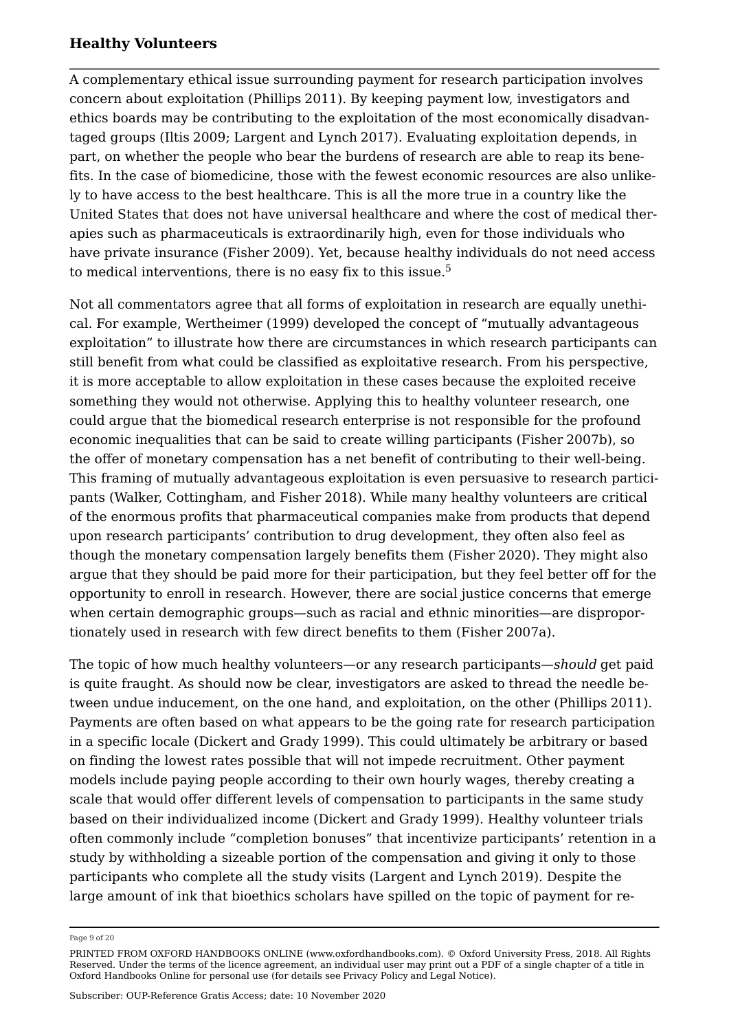A complementary ethical issue surrounding payment for research participation involves concern about exploitation (Phillips 2011). By keeping payment low, investigators and ethics boards may be contributing to the exploitation of the most economically disadvantaged groups (Iltis 2009; Largent and Lynch 2017). Evaluating exploitation depends, in part, on whether the people who bear the burdens of research are able to reap its benefits. In the case of biomedicine, those with the fewest economic resources are also unlikely to have access to the best healthcare. This is all the more true in a country like the United States that does not have universal healthcare and where the cost of medical therapies such as pharmaceuticals is extraordinarily high, even for those individuals who have private insurance (Fisher 2009). Yet, because healthy individuals do not need access to medical interventions, there is no easy fix to this issue.[5]

Not all commentators agree that all forms of exploitation in research are equally unethical. For example, Wertheimer (1999) developed the concept of "mutually advantageous exploitation" to illustrate how there are circumstances in which research participants can still benefit from what could be classified as exploitative research. From his perspective, it is more acceptable to allow exploitation in these cases because the exploited receive something they would not otherwise. Applying this to healthy volunteer research, one could argue that the biomedical research enterprise is not responsible for the profound economic inequalities that can be said to create willing participants (Fisher 2007b), so the offer of monetary compensation has a net benefit of contributing to their well-being. This framing of mutually advantageous exploitation is even persuasive to research participants (Walker, Cottingham, and Fisher 2018). While many healthy volunteers are critical of the enormous profits that pharmaceutical companies make from products that depend upon research participants' contribution to drug development, they often also feel as though the monetary compensation largely benefits them (Fisher 2020). They might also argue that they should be paid more for their participation, but they feel better off for the opportunity to enroll in research. However, there are social justice concerns that emerge when certain demographic groups—such as racial and ethnic minorities—are disproportionately used in research with few direct benefits to them (Fisher 2007a).

The topic of how much healthy volunteers—or any research participants—*should* get paid is quite fraught. As should now be clear, investigators are asked to thread the needle between undue inducement, on the one hand, and exploitation, on the other (Phillips 2011). Payments are often based on what appears to be the going rate for research participation in a specific locale (Dickert and Grady 1999). This could ultimately be arbitrary or based on finding the lowest rates possible that will not impede recruitment. Other payment models include paying people according to their own hourly wages, thereby creating a scale that would offer different levels of compensation to participants in the same study based on their individualized income (Dickert and Grady 1999). Healthy volunteer trials often commonly include "completion bonuses" that incentivize participants' retention in a study by withholding a sizeable portion of the compensation and giving it only to those participants who complete all the study visits (Largent and Lynch 2019). Despite the large amount of ink that bioethics scholars have spilled on the topic of payment for re-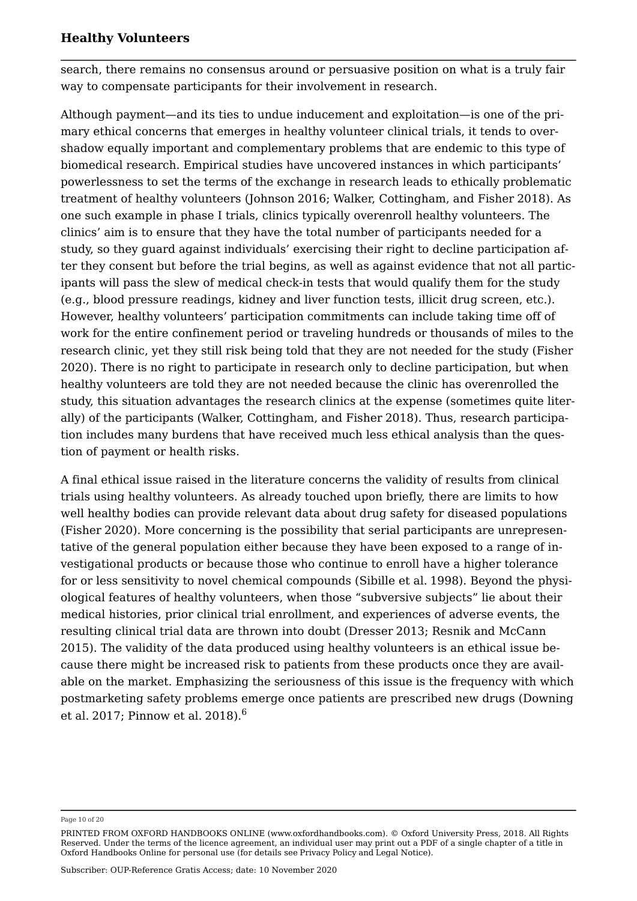search, there remains no consensus around or persuasive position on what is a truly fair way to compensate participants for their involvement in research.

Although payment—and its ties to undue inducement and exploitation—is one of the primary ethical concerns that emerges in healthy volunteer clinical trials, it tends to overshadow equally important and complementary problems that are endemic to this type of biomedical research. Empirical studies have uncovered instances in which participants' powerlessness to set the terms of the exchange in research leads to ethically problematic treatment of healthy volunteers (Johnson 2016; Walker, Cottingham, and Fisher 2018). As one such example in phase I trials, clinics typically overenroll healthy volunteers. The clinics' aim is to ensure that they have the total number of participants needed for a study, so they guard against individuals' exercising their right to decline participation after they consent but before the trial begins, as well as against evidence that not all participants will pass the slew of medical check-in tests that would qualify them for the study (e.g., blood pressure readings, kidney and liver function tests, illicit drug screen, etc.). However, healthy volunteers' participation commitments can include taking time off of work for the entire confinement period or traveling hundreds or thousands of miles to the research clinic, yet they still risk being told that they are not needed for the study (Fisher 2020). There is no right to participate in research only to decline participation, but when healthy volunteers are told they are not needed because the clinic has overenrolled the study, this situation advantages the research clinics at the expense (sometimes quite literally) of the participants (Walker, Cottingham, and Fisher 2018). Thus, research participation includes many burdens that have received much less ethical analysis than the question of payment or health risks.

A final ethical issue raised in the literature concerns the validity of results from clinical trials using healthy volunteers. As already touched upon briefly, there are limits to how well healthy bodies can provide relevant data about drug safety for diseased populations (Fisher 2020). More concerning is the possibility that serial participants are unrepresentative of the general population either because they have been exposed to a range of investigational products or because those who continue to enroll have a higher tolerance for or less sensitivity to novel chemical compounds (Sibille et al. 1998). Beyond the physiological features of healthy volunteers, when those "subversive subjects" lie about their medical histories, prior clinical trial enrollment, and experiences of adverse events, the resulting clinical trial data are thrown into doubt (Dresser 2013; Resnik and McCann 2015). The validity of the data produced using healthy volunteers is an ethical issue because there might be increased risk to patients from these products once they are available on the market. Emphasizing the seriousness of this issue is the frequency with which postmarketing safety problems emerge once patients are prescribed new drugs (Downing et al. 2017; Pinnow et al. 2018).[6]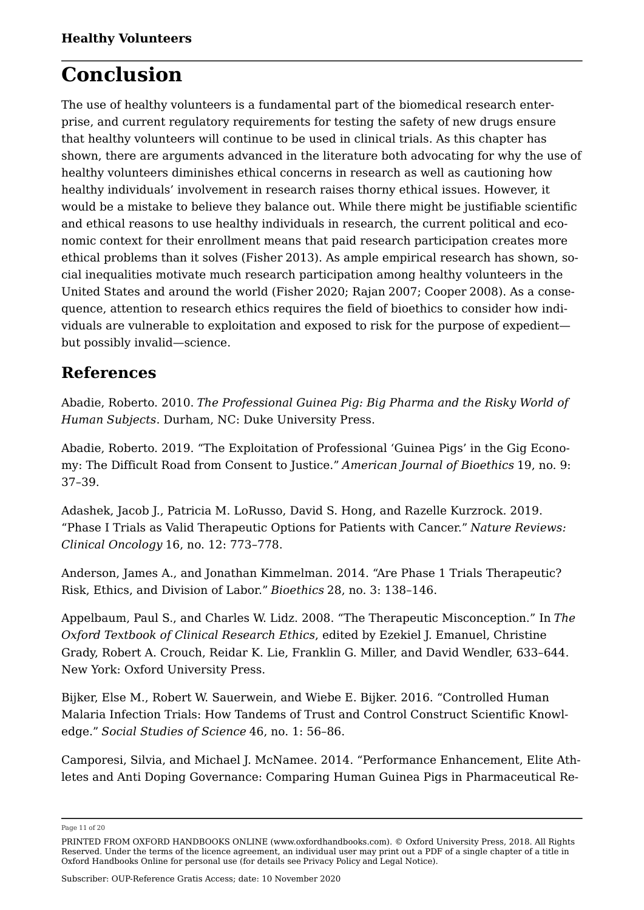# Conclusion

The use of healthy volunteers is a fundamental part of the biomedical research enterprise, and current regulatory requirements for testing the safety of new drugs ensure that healthy volunteers will continue to be used in clinical trials. As this chapter has shown, there are arguments advanced in the literature both advocating for why the use of healthy volunteers diminishes ethical concerns in research as well as cautioning how healthy individuals' involvement in research raises thorny ethical issues. However, it would be a mistake to believe they balance out. While there might be justifiable scientific and ethical reasons to use healthy individuals in research, the current political and economic context for their enrollment means that paid research participation creates more ethical problems than it solves (Fisher 2013). As ample empirical research has shown, social inequalities motivate much research participation among healthy volunteers in the United States and around the world (Fisher 2020; Rajan 2007; Cooper 2008). As a consequence, attention to research ethics requires the field of bioethics to consider how individuals are vulnerable to exploitation and exposed to risk for the purpose of expedient—but possibly invalid—science.

## References

Abadie, Roberto. 2010. *The Professional Guinea Pig: Big Pharma and the Risky World of Human Subjects*. Durham, NC: Duke University Press.

Abadie, Roberto. 2019. "The Exploitation of Professional 'Guinea Pigs' in the Gig Economy: The Difficult Road from Consent to Justice." *American Journal of Bioethics* 19, no. 9: 37–39.

Adashek, Jacob J., Patricia M. LoRusso, David S. Hong, and Razelle Kurzrock. 2019. "Phase I Trials as Valid Therapeutic Options for Patients with Cancer." *Nature Reviews: Clinical Oncology* 16, no. 12: 773–778.

Anderson, James A., and Jonathan Kimmelman. 2014. "Are Phase 1 Trials Therapeutic? Risk, Ethics, and Division of Labor." *Bioethics* 28, no. 3: 138–146.

Appelbaum, Paul S., and Charles W. Lidz. 2008. "The Therapeutic Misconception." In *The Oxford Textbook of Clinical Research Ethics*, edited by Ezekiel J. Emanuel, Christine Grady, Robert A. Crouch, Reidar K. Lie, Franklin G. Miller, and David Wendler, 633–644. New York: Oxford University Press.

Bijker, Else M., Robert W. Sauerwein, and Wiebe E. Bijker. 2016. "Controlled Human Malaria Infection Trials: How Tandems of Trust and Control Construct Scientific Knowledge." *Social Studies of Science* 46, no. 1: 56–86.

Camporesi, Silvia, and Michael J. McNamee. 2014. "Performance Enhancement, Elite Athletes and Anti Doping Governance: Comparing Human Guinea Pigs in Pharmaceutical Re-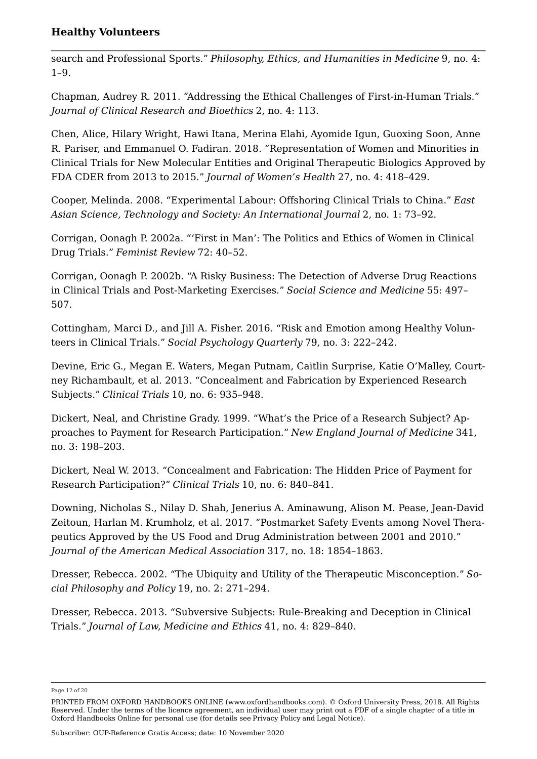search and Professional Sports." *Philosophy, Ethics, and Humanities in Medicine* 9, no. 4: 1–9.

Chapman, Audrey R. 2011. "Addressing the Ethical Challenges of First-in-Human Trials." *Journal of Clinical Research and Bioethics* 2, no. 4: 113.

Chen, Alice, Hilary Wright, Hawi Itana, Merina Elahi, Ayomide Igun, Guoxing Soon, Anne R. Pariser, and Emmanuel O. Fadiran. 2018. "Representation of Women and Minorities in Clinical Trials for New Molecular Entities and Original Therapeutic Biologics Approved by FDA CDER from 2013 to 2015." *Journal of Women's Health* 27, no. 4: 418–429.

Cooper, Melinda. 2008. "Experimental Labour: Offshoring Clinical Trials to China." *East Asian Science, Technology and Society: An International Journal* 2, no. 1: 73–92.

Corrigan, Oonagh P. 2002a. "'First in Man': The Politics and Ethics of Women in Clinical Drug Trials." *Feminist Review* 72: 40–52.

Corrigan, Oonagh P. 2002b. "A Risky Business: The Detection of Adverse Drug Reactions in Clinical Trials and Post-Marketing Exercises." *Social Science and Medicine* 55: 497–507.

Cottingham, Marci D., and Jill A. Fisher. 2016. "Risk and Emotion among Healthy Volunteers in Clinical Trials." *Social Psychology Quarterly* 79, no. 3: 222–242.

Devine, Eric G., Megan E. Waters, Megan Putnam, Caitlin Surprise, Katie O'Malley, Courtney Richambault, et al. 2013. "Concealment and Fabrication by Experienced Research Subjects." *Clinical Trials* 10, no. 6: 935–948.

Dickert, Neal, and Christine Grady. 1999. "What's the Price of a Research Subject? Approaches to Payment for Research Participation." *New England Journal of Medicine* 341, no. 3: 198–203.

Dickert, Neal W. 2013. "Concealment and Fabrication: The Hidden Price of Payment for Research Participation?" *Clinical Trials* 10, no. 6: 840–841.

Downing, Nicholas S., Nilay D. Shah, Jenerius A. Aminawung, Alison M. Pease, Jean-David Zeitoun, Harlan M. Krumholz, et al. 2017. "Postmarket Safety Events among Novel Therapeutics Approved by the US Food and Drug Administration between 2001 and 2010." *Journal of the American Medical Association* 317, no. 18: 1854–1863.

Dresser, Rebecca. 2002. "The Ubiquity and Utility of the Therapeutic Misconception." *Social Philosophy and Policy* 19, no. 2: 271–294.

Dresser, Rebecca. 2013. "Subversive Subjects: Rule-Breaking and Deception in Clinical Trials." *Journal of Law, Medicine and Ethics* 41, no. 4: 829–840.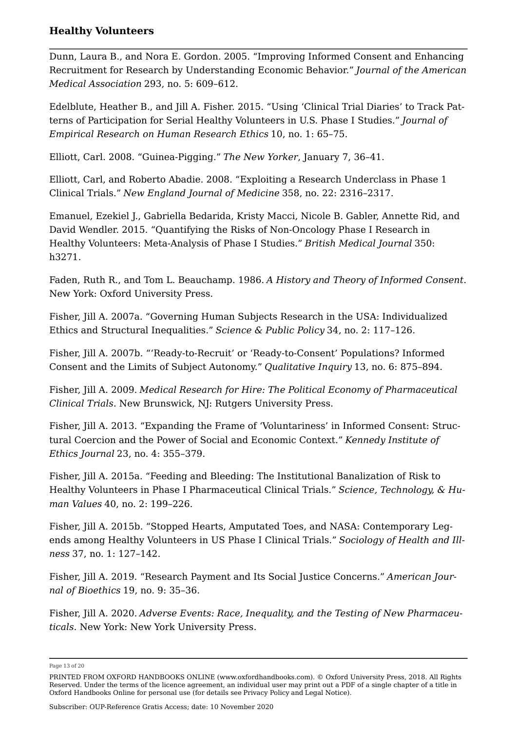Dunn, Laura B., and Nora E. Gordon. 2005. “Improving Informed Consent and Enhancing Recruitment for Research by Understanding Economic Behavior.” *Journal of the American Medical Association* 293, no. 5: 609–612.

Edelblute, Heather B., and Jill A. Fisher. 2015. “Using ‘Clinical Trial Diaries’ to Track Patterns of Participation for Serial Healthy Volunteers in U.S. Phase I Studies.” *Journal of Empirical Research on Human Research Ethics* 10, no. 1: 65–75.

Elliott, Carl. 2008. “Guinea-Pigging.” *The New Yorker*, January 7, 36–41.

Elliott, Carl, and Roberto Abadie. 2008. “Exploiting a Research Underclass in Phase 1 Clinical Trials.” *New England Journal of Medicine* 358, no. 22: 2316–2317.

Emanuel, Ezekiel J., Gabriella Bedarida, Kristy Macci, Nicole B. Gabler, Annette Rid, and David Wendler. 2015. “Quantifying the Risks of Non-Oncology Phase I Research in Healthy Volunteers: Meta-Analysis of Phase I Studies.” *British Medical Journal* 350: h3271.

Faden, Ruth R., and Tom L. Beauchamp. 1986. *A History and Theory of Informed Consent*. New York: Oxford University Press.

Fisher, Jill A. 2007a. “Governing Human Subjects Research in the USA: Individualized Ethics and Structural Inequalities.” *Science & Public Policy* 34, no. 2: 117–126.

Fisher, Jill A. 2007b. “‘Ready-to-Recruit’ or ‘Ready-to-Consent’ Populations? Informed Consent and the Limits of Subject Autonomy.” *Qualitative Inquiry* 13, no. 6: 875–894.

Fisher, Jill A. 2009. *Medical Research for Hire: The Political Economy of Pharmaceutical Clinical Trials*. New Brunswick, NJ: Rutgers University Press.

Fisher, Jill A. 2013. “Expanding the Frame of ‘Voluntariness’ in Informed Consent: Structural Coercion and the Power of Social and Economic Context.” *Kennedy Institute of Ethics Journal* 23, no. 4: 355–379.

Fisher, Jill A. 2015a. “Feeding and Bleeding: The Institutional Banalization of Risk to Healthy Volunteers in Phase I Pharmaceutical Clinical Trials.” *Science, Technology, & Human Values* 40, no. 2: 199–226.

Fisher, Jill A. 2015b. “Stopped Hearts, Amputated Toes, and NASA: Contemporary Legends among Healthy Volunteers in US Phase I Clinical Trials.” *Sociology of Health and Illness* 37, no. 1: 127–142.

Fisher, Jill A. 2019. “Research Payment and Its Social Justice Concerns.” *American Journal of Bioethics* 19, no. 9: 35–36.

Fisher, Jill A. 2020. *Adverse Events: Race, Inequality, and the Testing of New Pharmaceuticals*. New York: New York University Press.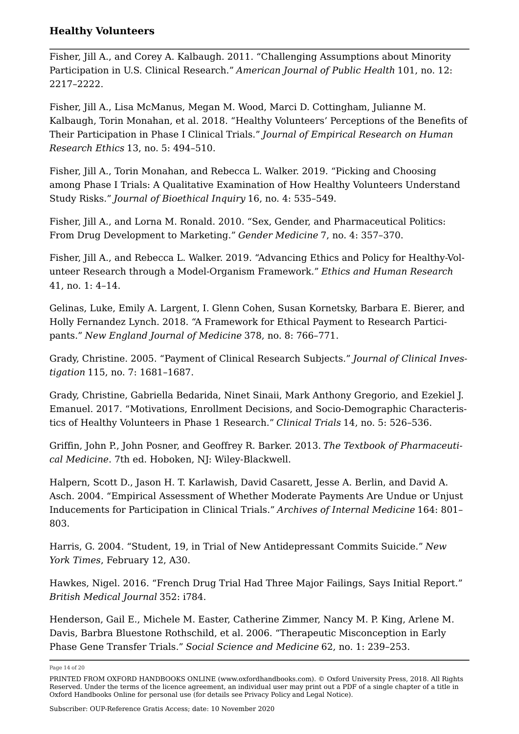Fisher, Jill A., and Corey A. Kalbaugh. 2011. “Challenging Assumptions about Minority Participation in U.S. Clinical Research.” *American Journal of Public Health* 101, no. 12: 2217–2222.

Fisher, Jill A., Lisa McManus, Megan M. Wood, Marci D. Cottingham, Julianne M. Kalbaugh, Torin Monahan, et al. 2018. “Healthy Volunteers’ Perceptions of the Benefits of Their Participation in Phase I Clinical Trials.” *Journal of Empirical Research on Human Research Ethics* 13, no. 5: 494–510.

Fisher, Jill A., Torin Monahan, and Rebecca L. Walker. 2019. “Picking and Choosing among Phase I Trials: A Qualitative Examination of How Healthy Volunteers Understand Study Risks.” *Journal of Bioethical Inquiry* 16, no. 4: 535–549.

Fisher, Jill A., and Lorna M. Ronald. 2010. “Sex, Gender, and Pharmaceutical Politics: From Drug Development to Marketing.” *Gender Medicine* 7, no. 4: 357–370.

Fisher, Jill A., and Rebecca L. Walker. 2019. “Advancing Ethics and Policy for Healthy-Volunteer Research through a Model-Organism Framework.” *Ethics and Human Research* 41, no. 1: 4–14.

Gelinas, Luke, Emily A. Largent, I. Glenn Cohen, Susan Kornetsky, Barbara E. Bierer, and Holly Fernandez Lynch. 2018. “A Framework for Ethical Payment to Research Participants.” *New England Journal of Medicine* 378, no. 8: 766–771.

Grady, Christine. 2005. “Payment of Clinical Research Subjects.” *Journal of Clinical Investigation* 115, no. 7: 1681–1687.

Grady, Christine, Gabriella Bedarida, Ninet Sinaii, Mark Anthony Gregorio, and Ezekiel J. Emanuel. 2017. “Motivations, Enrollment Decisions, and Socio-Demographic Characteristics of Healthy Volunteers in Phase 1 Research.” *Clinical Trials* 14, no. 5: 526–536.

Griffin, John P., John Posner, and Geoffrey R. Barker. 2013. *The Textbook of Pharmaceutical Medicine*. 7th ed. Hoboken, NJ: Wiley-Blackwell.

Halpern, Scott D., Jason H. T. Karlawish, David Casarett, Jesse A. Berlin, and David A. Asch. 2004. “Empirical Assessment of Whether Moderate Payments Are Undue or Unjust Inducements for Participation in Clinical Trials.” *Archives of Internal Medicine* 164: 801–803.

Harris, G. 2004. “Student, 19, in Trial of New Antidepressant Commits Suicide.” *New York Times*, February 12, A30.

Hawkes, Nigel. 2016. “French Drug Trial Had Three Major Failings, Says Initial Report.” *British Medical Journal* 352: i784.

Henderson, Gail E., Michele M. Easter, Catherine Zimmer, Nancy M. P. King, Arlene M. Davis, Barbra Bluestone Rothschild, et al. 2006. “Therapeutic Misconception in Early Phase Gene Transfer Trials.” *Social Science and Medicine* 62, no. 1: 239–253.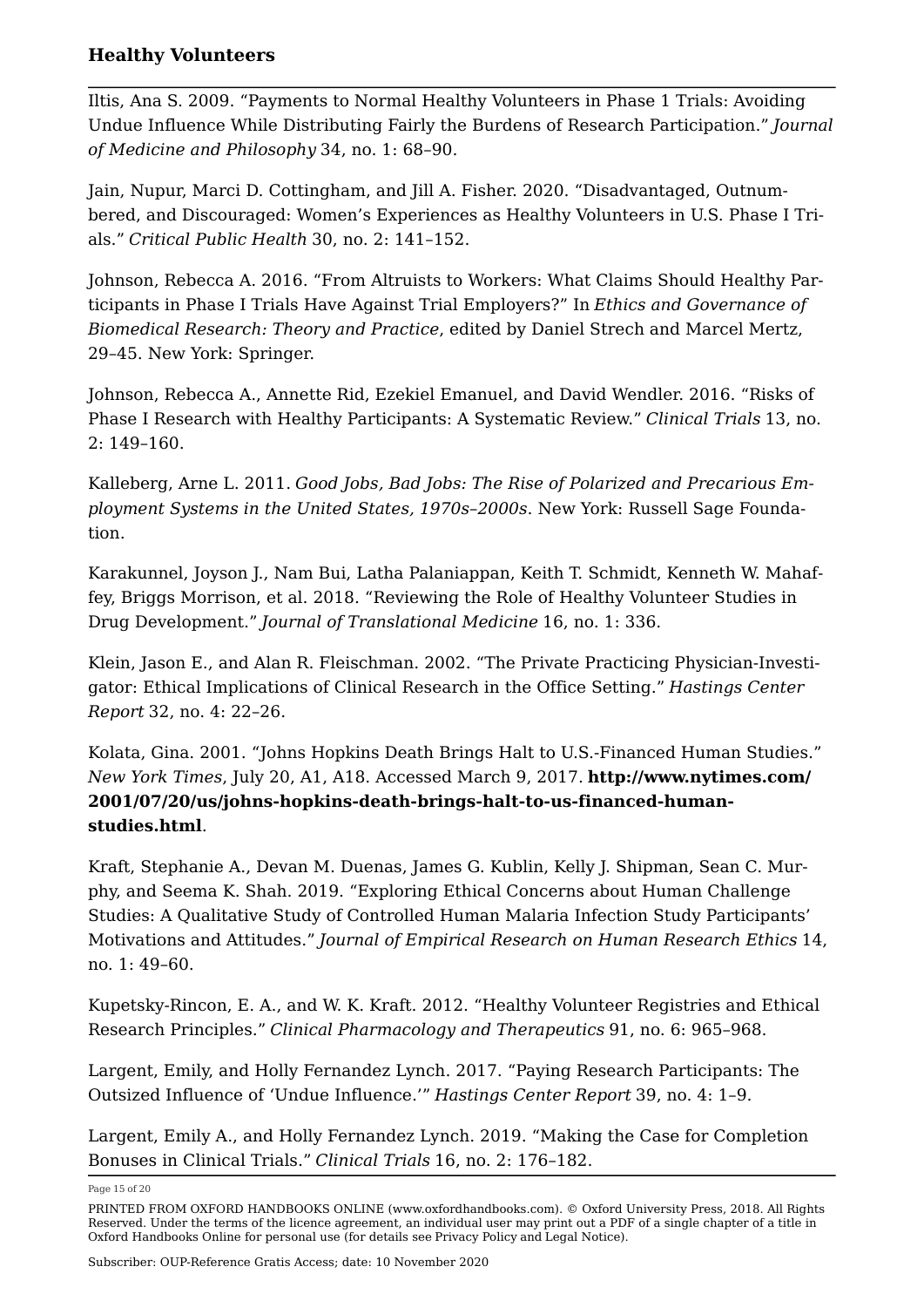Iltis, Ana S. 2009. “Payments to Normal Healthy Volunteers in Phase 1 Trials: Avoiding Undue Influence While Distributing Fairly the Burdens of Research Participation.” *Journal of Medicine and Philosophy* 34, no. 1: 68–90.

Jain, Nupur, Marci D. Cottingham, and Jill A. Fisher. 2020. “Disadvantaged, Outnumbered, and Discouraged: Women’s Experiences as Healthy Volunteers in U.S. Phase I Trials.” *Critical Public Health* 30, no. 2: 141–152.

Johnson, Rebecca A. 2016. “From Altruists to Workers: What Claims Should Healthy Participants in Phase I Trials Have Against Trial Employers?” In *Ethics and Governance of Biomedical Research: Theory and Practice*, edited by Daniel Strech and Marcel Mertz, 29–45. New York: Springer.

Johnson, Rebecca A., Annette Rid, Ezekiel Emanuel, and David Wendler. 2016. “Risks of Phase I Research with Healthy Participants: A Systematic Review.” *Clinical Trials* 13, no. 2: 149–160.

Kalleberg, Arne L. 2011. *Good Jobs, Bad Jobs: The Rise of Polarized and Precarious Employment Systems in the United States, 1970s–2000s*. New York: Russell Sage Foundation.

Karakunnel, Joyson J., Nam Bui, Latha Palaniappan, Keith T. Schmidt, Kenneth W. Mahaffey, Briggs Morrison, et al. 2018. “Reviewing the Role of Healthy Volunteer Studies in Drug Development.” *Journal of Translational Medicine* 16, no. 1: 336.

Klein, Jason E., and Alan R. Fleischman. 2002. “The Private Practicing Physician-Investigator: Ethical Implications of Clinical Research in the Office Setting.” *Hastings Center Report* 32, no. 4: 22–26.

Kolata, Gina. 2001. “Johns Hopkins Death Brings Halt to U.S.-Financed Human Studies.” *New York Times*, July 20, A1, A18. Accessed March 9, 2017. **http://www.nytimes.com/2001/07/20/us/johns-hopkins-death-brings-halt-to-us-financed-human-studies.html**.

Kraft, Stephanie A., Devan M. Duenas, James G. Kublin, Kelly J. Shipman, Sean C. Murphy, and Seema K. Shah. 2019. “Exploring Ethical Concerns about Human Challenge Studies: A Qualitative Study of Controlled Human Malaria Infection Study Participants’ Motivations and Attitudes.” *Journal of Empirical Research on Human Research Ethics* 14, no. 1: 49–60.

Kupetsky-Rincon, E. A., and W. K. Kraft. 2012. “Healthy Volunteer Registries and Ethical Research Principles.” *Clinical Pharmacology and Therapeutics* 91, no. 6: 965–968.

Largent, Emily, and Holly Fernandez Lynch. 2017. “Paying Research Participants: The Outsized Influence of ‘Undue Influence.’” *Hastings Center Report* 39, no. 4: 1–9.

Largent, Emily A., and Holly Fernandez Lynch. 2019. “Making the Case for Completion Bonuses in Clinical Trials.” *Clinical Trials* 16, no. 2: 176–182.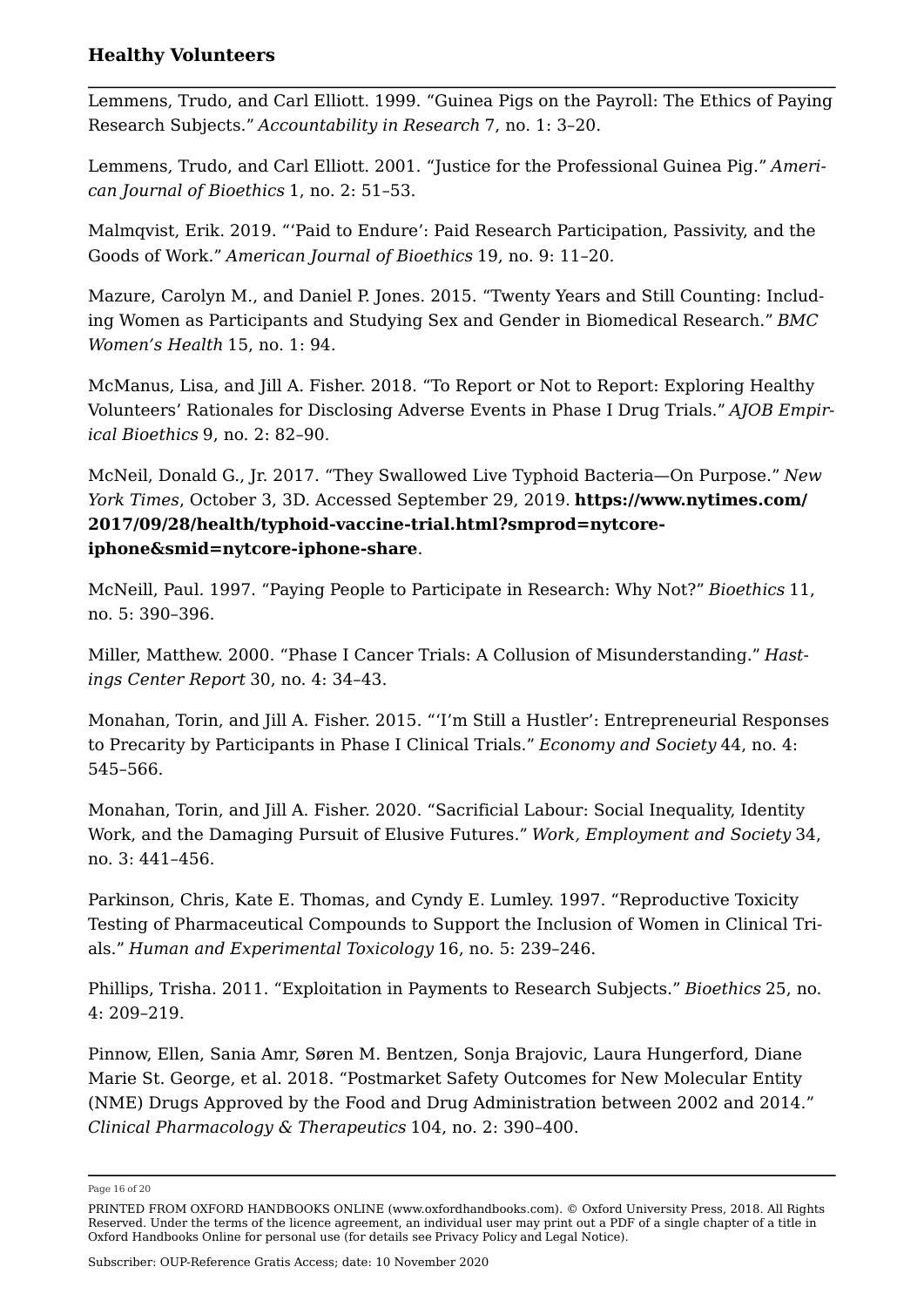Lemmens, Trudo, and Carl Elliott. 1999. "Guinea Pigs on the Payroll: The Ethics of Paying Research Subjects." *Accountability in Research* 7, no. 1: 3–20.

Lemmens, Trudo, and Carl Elliott. 2001. "Justice for the Professional Guinea Pig." *American Journal of Bioethics* 1, no. 2: 51–53.

Malmqvist, Erik. 2019. "'Paid to Endure': Paid Research Participation, Passivity, and the Goods of Work." *American Journal of Bioethics* 19, no. 9: 11–20.

Mazure, Carolyn M., and Daniel P. Jones. 2015. "Twenty Years and Still Counting: Including Women as Participants and Studying Sex and Gender in Biomedical Research." *BMC Women's Health* 15, no. 1: 94.

McManus, Lisa, and Jill A. Fisher. 2018. "To Report or Not to Report: Exploring Healthy Volunteers' Rationales for Disclosing Adverse Events in Phase I Drug Trials." *AJOB Empirical Bioethics* 9, no. 2: 82–90.

McNeil, Donald G., Jr. 2017. "They Swallowed Live Typhoid Bacteria—On Purpose." *New York Times*, October 3, 3D. Accessed September 29, 2019. **https://www.nytimes.com/2017/09/28/health/typhoid-vaccine-trial.html?smprod=nytcore-iphone&smid=nytcore-iphone-share**.

McNeill, Paul. 1997. "Paying People to Participate in Research: Why Not?" *Bioethics* 11, no. 5: 390–396.

Miller, Matthew. 2000. "Phase I Cancer Trials: A Collusion of Misunderstanding." *Hastings Center Report* 30, no. 4: 34–43.

Monahan, Torin, and Jill A. Fisher. 2015. "'I'm Still a Hustler': Entrepreneurial Responses to Precarity by Participants in Phase I Clinical Trials." *Economy and Society* 44, no. 4: 545–566.

Monahan, Torin, and Jill A. Fisher. 2020. "Sacrificial Labour: Social Inequality, Identity Work, and the Damaging Pursuit of Elusive Futures." *Work, Employment and Society* 34, no. 3: 441–456.

Parkinson, Chris, Kate E. Thomas, and Cyndy E. Lumley. 1997. "Reproductive Toxicity Testing of Pharmaceutical Compounds to Support the Inclusion of Women in Clinical Trials." *Human and Experimental Toxicology* 16, no. 5: 239–246.

Phillips, Trisha. 2011. "Exploitation in Payments to Research Subjects." *Bioethics* 25, no. 4: 209–219.

Pinnow, Ellen, Sania Amr, Søren M. Bentzen, Sonja Brajovic, Laura Hungerford, Diane Marie St. George, et al. 2018. "Postmarket Safety Outcomes for New Molecular Entity (NME) Drugs Approved by the Food and Drug Administration between 2002 and 2014." *Clinical Pharmacology & Therapeutics* 104, no. 2: 390–400.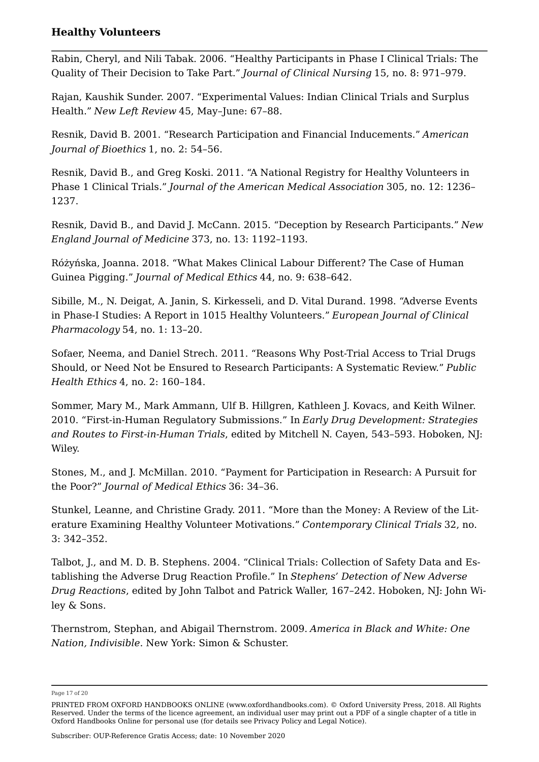Rabin, Cheryl, and Nili Tabak. 2006. “Healthy Participants in Phase I Clinical Trials: The Quality of Their Decision to Take Part.” *Journal of Clinical Nursing* 15, no. 8: 971–979.

Rajan, Kaushik Sunder. 2007. “Experimental Values: Indian Clinical Trials and Surplus Health.” *New Left Review* 45, May–June: 67–88.

Resnik, David B. 2001. “Research Participation and Financial Inducements.” *American Journal of Bioethics* 1, no. 2: 54–56.

Resnik, David B., and Greg Koski. 2011. “A National Registry for Healthy Volunteers in Phase 1 Clinical Trials.” *Journal of the American Medical Association* 305, no. 12: 1236–1237.

Resnik, David B., and David J. McCann. 2015. “Deception by Research Participants.” *New England Journal of Medicine* 373, no. 13: 1192–1193.

Różyńska, Joanna. 2018. “What Makes Clinical Labour Different? The Case of Human Guinea Pigging.” *Journal of Medical Ethics* 44, no. 9: 638–642.

Sibille, M., N. Deigat, A. Janin, S. Kirkesseli, and D. Vital Durand. 1998. “Adverse Events in Phase-I Studies: A Report in 1015 Healthy Volunteers.” *European Journal of Clinical Pharmacology* 54, no. 1: 13–20.

Sofaer, Neema, and Daniel Strech. 2011. “Reasons Why Post-Trial Access to Trial Drugs Should, or Need Not be Ensured to Research Participants: A Systematic Review.” *Public Health Ethics* 4, no. 2: 160–184.

Sommer, Mary M., Mark Ammann, Ulf B. Hillgren, Kathleen J. Kovacs, and Keith Wilner. 2010. “First-in-Human Regulatory Submissions.” In *Early Drug Development: Strategies and Routes to First-in-Human Trials*, edited by Mitchell N. Cayen, 543–593. Hoboken, NJ: Wiley.

Stones, M., and J. McMillan. 2010. “Payment for Participation in Research: A Pursuit for the Poor?” *Journal of Medical Ethics* 36: 34–36.

Stunkel, Leanne, and Christine Grady. 2011. “More than the Money: A Review of the Literature Examining Healthy Volunteer Motivations.” *Contemporary Clinical Trials* 32, no. 3: 342–352.

Talbot, J., and M. D. B. Stephens. 2004. “Clinical Trials: Collection of Safety Data and Establishing the Adverse Drug Reaction Profile.” In *Stephens’ Detection of New Adverse Drug Reactions*, edited by John Talbot and Patrick Waller, 167–242. Hoboken, NJ: John Wiley & Sons.

Thernstrom, Stephan, and Abigail Thernstrom. 2009. *America in Black and White: One Nation, Indivisible*. New York: Simon & Schuster.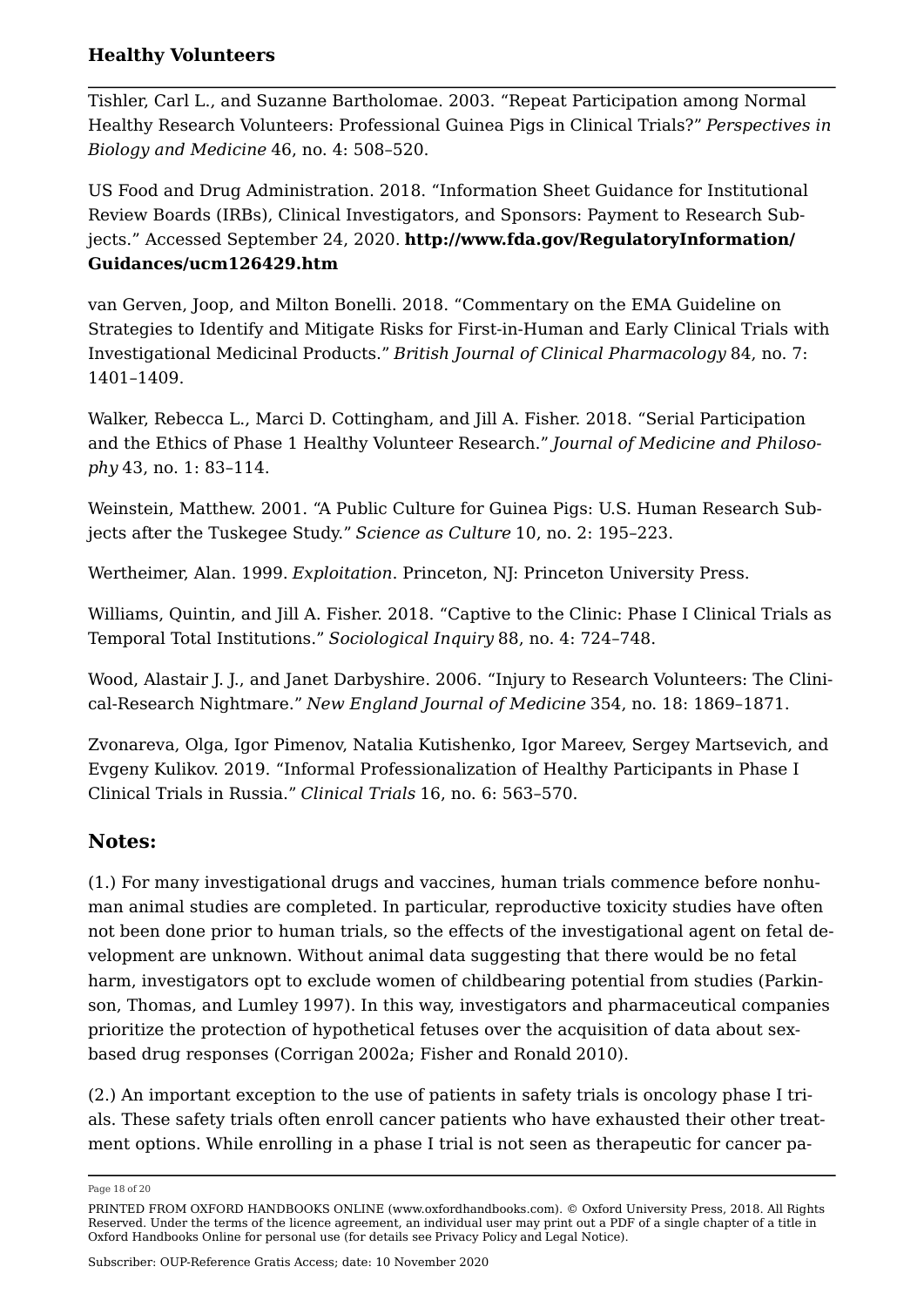Tishler, Carl L., and Suzanne Bartholomae. 2003. "Repeat Participation among Normal Healthy Research Volunteers: Professional Guinea Pigs in Clinical Trials?" *Perspectives in Biology and Medicine* 46, no. 4: 508–520.

US Food and Drug Administration. 2018. "Information Sheet Guidance for Institutional Review Boards (IRBs), Clinical Investigators, and Sponsors: Payment to Research Subjects." Accessed September 24, 2020. **http://www.fda.gov/RegulatoryInformation/Guidances/ucm126429.htm**

van Gerven, Joop, and Milton Bonelli. 2018. "Commentary on the EMA Guideline on Strategies to Identify and Mitigate Risks for First-in-Human and Early Clinical Trials with Investigational Medicinal Products." *British Journal of Clinical Pharmacology* 84, no. 7: 1401–1409.

Walker, Rebecca L., Marci D. Cottingham, and Jill A. Fisher. 2018. "Serial Participation and the Ethics of Phase 1 Healthy Volunteer Research." *Journal of Medicine and Philosophy* 43, no. 1: 83–114.

Weinstein, Matthew. 2001. "A Public Culture for Guinea Pigs: U.S. Human Research Subjects after the Tuskegee Study." *Science as Culture* 10, no. 2: 195–223.

Wertheimer, Alan. 1999. *Exploitation*. Princeton, NJ: Princeton University Press.

Williams, Quintin, and Jill A. Fisher. 2018. "Captive to the Clinic: Phase I Clinical Trials as Temporal Total Institutions." *Sociological Inquiry* 88, no. 4: 724–748.

Wood, Alastair J. J., and Janet Darbyshire. 2006. "Injury to Research Volunteers: The Clinical-Research Nightmare." *New England Journal of Medicine* 354, no. 18: 1869–1871.

Zvonareva, Olga, Igor Pimenov, Natalia Kutishenko, Igor Mareev, Sergey Martsevich, and Evgeny Kulikov. 2019. "Informal Professionalization of Healthy Participants in Phase I Clinical Trials in Russia." *Clinical Trials* 16, no. 6: 563–570.

## Notes:

(1.) For many investigational drugs and vaccines, human trials commence before nonhuman animal studies are completed. In particular, reproductive toxicity studies have often not been done prior to human trials, so the effects of the investigational agent on fetal development are unknown. Without animal data suggesting that there would be no fetal harm, investigators opt to exclude women of childbearing potential from studies (Parkinson, Thomas, and Lumley 1997). In this way, investigators and pharmaceutical companies prioritize the protection of hypothetical fetuses over the acquisition of data about sex-based drug responses (Corrigan 2002a; Fisher and Ronald 2010).

(2.) An important exception to the use of patients in safety trials is oncology phase I trials. These safety trials often enroll cancer patients who have exhausted their other treatment options. While enrolling in a phase I trial is not seen as therapeutic for cancer pa-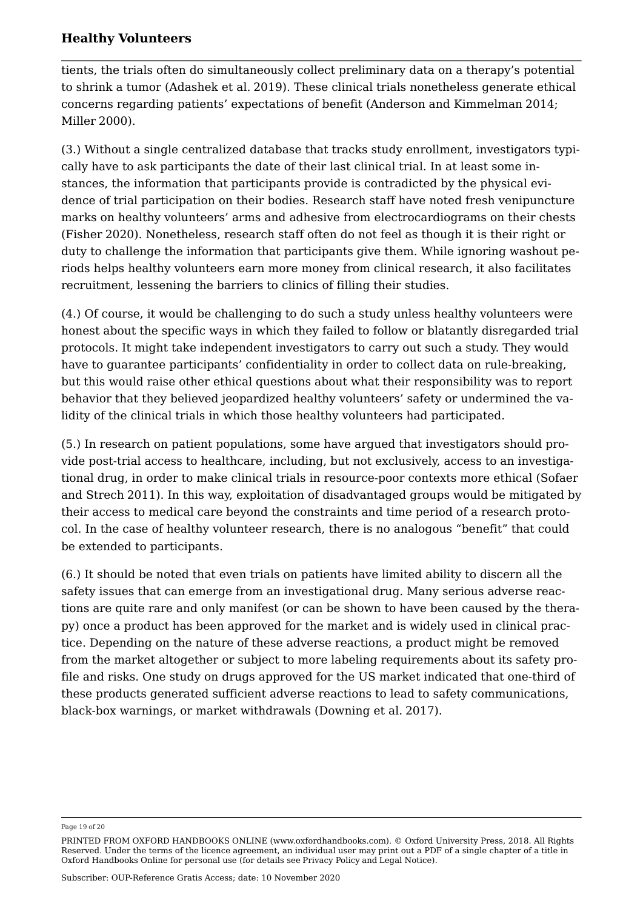tients, the trials often do simultaneously collect preliminary data on a therapy's potential to shrink a tumor (Adashek et al. 2019). These clinical trials nonetheless generate ethical concerns regarding patients' expectations of benefit (Anderson and Kimmelman 2014; Miller 2000).

(3.) Without a single centralized database that tracks study enrollment, investigators typically have to ask participants the date of their last clinical trial. In at least some instances, the information that participants provide is contradicted by the physical evidence of trial participation on their bodies. Research staff have noted fresh venipuncture marks on healthy volunteers' arms and adhesive from electrocardiograms on their chests (Fisher 2020). Nonetheless, research staff often do not feel as though it is their right or duty to challenge the information that participants give them. While ignoring washout periods helps healthy volunteers earn more money from clinical research, it also facilitates recruitment, lessening the barriers to clinics of filling their studies.

(4.) Of course, it would be challenging to do such a study unless healthy volunteers were honest about the specific ways in which they failed to follow or blatantly disregarded trial protocols. It might take independent investigators to carry out such a study. They would have to guarantee participants' confidentiality in order to collect data on rule-breaking, but this would raise other ethical questions about what their responsibility was to report behavior that they believed jeopardized healthy volunteers' safety or undermined the validity of the clinical trials in which those healthy volunteers had participated.

(5.) In research on patient populations, some have argued that investigators should provide post-trial access to healthcare, including, but not exclusively, access to an investigational drug, in order to make clinical trials in resource-poor contexts more ethical (Sofaer and Strech 2011). In this way, exploitation of disadvantaged groups would be mitigated by their access to medical care beyond the constraints and time period of a research protocol. In the case of healthy volunteer research, there is no analogous "benefit" that could be extended to participants.

(6.) It should be noted that even trials on patients have limited ability to discern all the safety issues that can emerge from an investigational drug. Many serious adverse reactions are quite rare and only manifest (or can be shown to have been caused by the therapy) once a product has been approved for the market and is widely used in clinical practice. Depending on the nature of these adverse reactions, a product might be removed from the market altogether or subject to more labeling requirements about its safety profile and risks. One study on drugs approved for the US market indicated that one-third of these products generated sufficient adverse reactions to lead to safety communications, black-box warnings, or market withdrawals (Downing et al. 2017).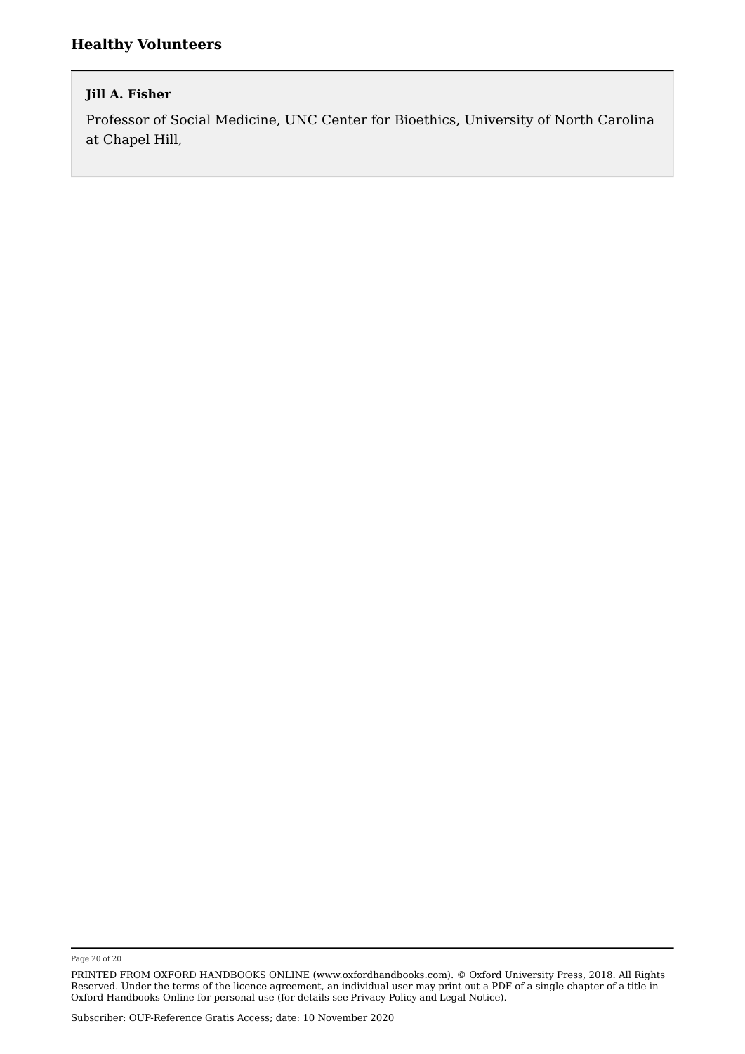**Jill A. Fisher**

Professor of Social Medicine, UNC Center for Bioethics, University of North Carolina at Chapel Hill,